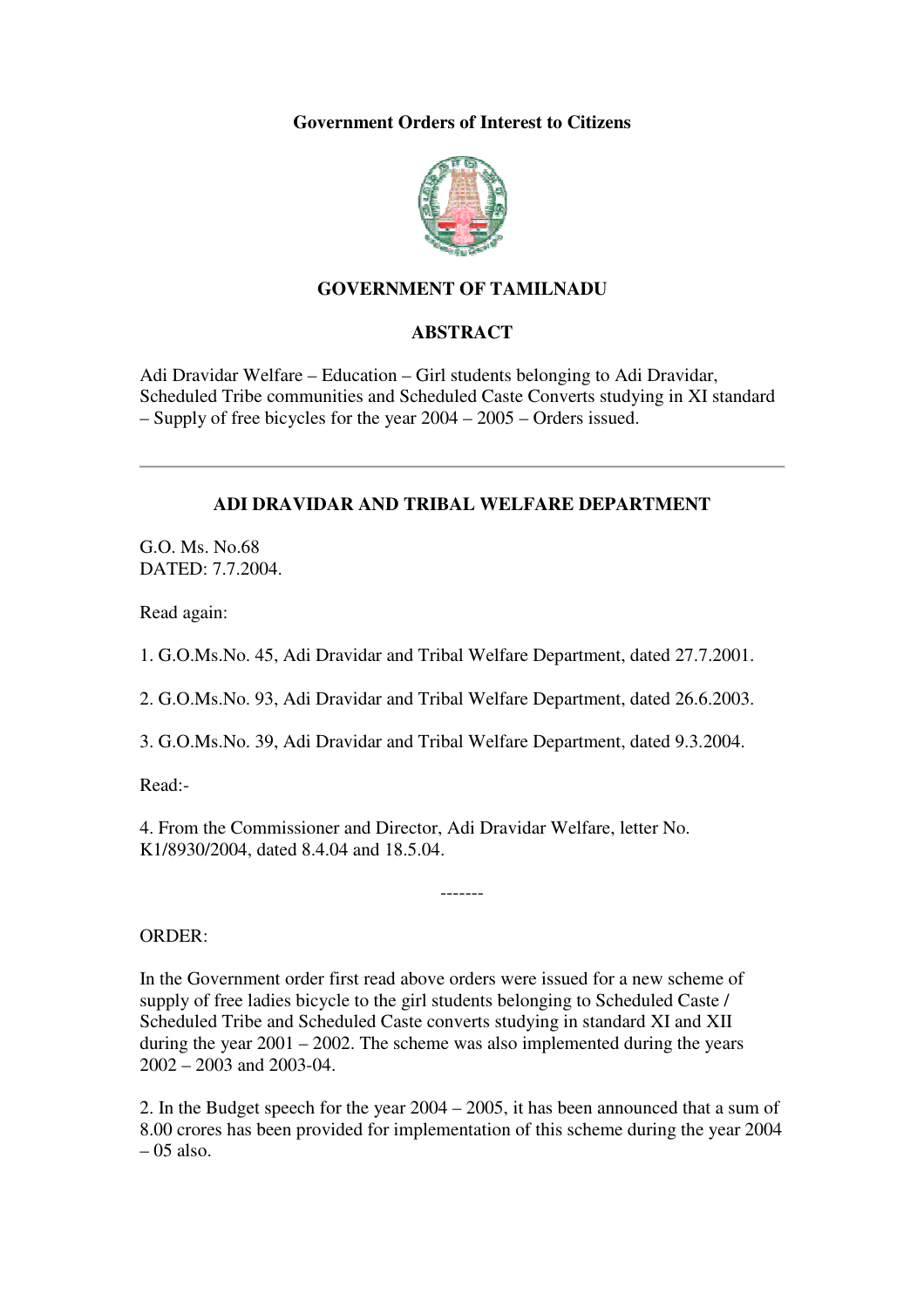**Government Orders of Interest to Citizens**

## GOVERNMENT OF TAMILNADU

## ABSTRACT

Adi Dravidar Welfare – Education – Girl students belonging to Adi Dravidar, Scheduled Tribe communities and Scheduled Caste Converts studying in XI standard – Supply of free bicycles for the year 2004 – 2005 – Orders issued.

---

## ADI DRAVIDAR AND TRIBAL WELFARE DEPARTMENT

G.O. Ms. No.68
DATED: 7.7.2004.

Read again:

1. G.O.Ms.No. 45, Adi Dravidar and Tribal Welfare Department, dated 27.7.2001.

2. G.O.Ms.No. 93, Adi Dravidar and Tribal Welfare Department, dated 26.6.2003.

3. G.O.Ms.No. 39, Adi Dravidar and Tribal Welfare Department, dated 9.3.2004.

Read:-

4. From the Commissioner and Director, Adi Dravidar Welfare, letter No. K1/8930/2004, dated 8.4.04 and 18.5.04.

-------

ORDER:

In the Government order first read above orders were issued for a new scheme of supply of free ladies bicycle to the girl students belonging to Scheduled Caste / Scheduled Tribe and Scheduled Caste converts studying in standard XI and XII during the year 2001 – 2002. The scheme was also implemented during the years 2002 – 2003 and 2003-04.

2. In the Budget speech for the year 2004 – 2005, it has been announced that a sum of 8.00 crores has been provided for implementation of this scheme during the year 2004 – 05 also.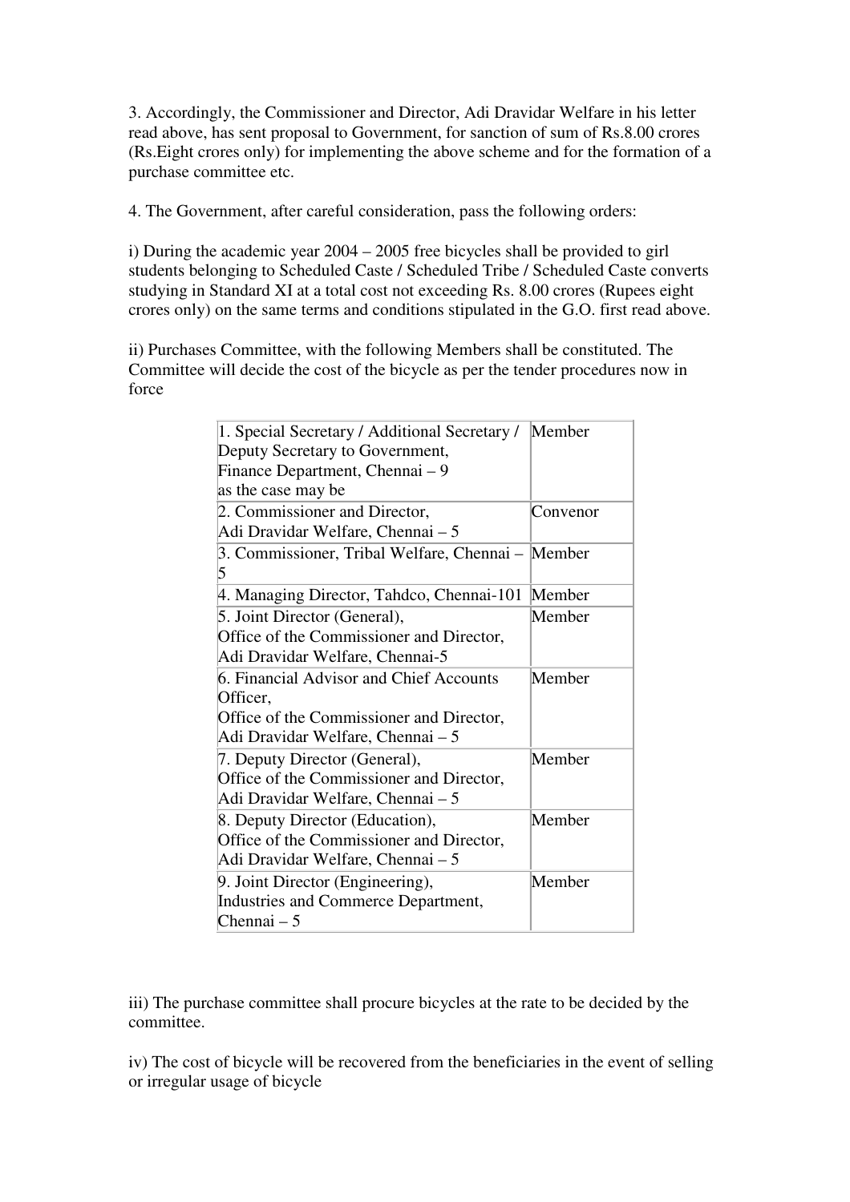3. Accordingly, the Commissioner and Director, Adi Dravidar Welfare in his letter read above, has sent proposal to Government, for sanction of sum of Rs.8.00 crores (Rs.Eight crores only) for implementing the above scheme and for the formation of a purchase committee etc.

4. The Government, after careful consideration, pass the following orders:

i) During the academic year 2004 – 2005 free bicycles shall be provided to girl students belonging to Scheduled Caste / Scheduled Tribe / Scheduled Caste converts studying in Standard XI at a total cost not exceeding Rs. 8.00 crores (Rupees eight crores only) on the same terms and conditions stipulated in the G.O. first read above.

ii) Purchases Committee, with the following Members shall be constituted. The Committee will decide the cost of the bicycle as per the tender procedures now in force

| | |
|---|---|
| 1. Special Secretary / Additional Secretary / Deputy Secretary to Government, Finance Department, Chennai – 9 as the case may be | Member |
| 2. Commissioner and Director, Adi Dravidar Welfare, Chennai – 5 | Convenor |
| 3. Commissioner, Tribal Welfare, Chennai – 5 | Member |
| 4. Managing Director, Tahdco, Chennai-101 | Member |
| 5. Joint Director (General), Office of the Commissioner and Director, Adi Dravidar Welfare, Chennai-5 | Member |
| 6. Financial Advisor and Chief Accounts Officer, Office of the Commissioner and Director, Adi Dravidar Welfare, Chennai – 5 | Member |
| 7. Deputy Director (General), Office of the Commissioner and Director, Adi Dravidar Welfare, Chennai – 5 | Member |
| 8. Deputy Director (Education), Office of the Commissioner and Director, Adi Dravidar Welfare, Chennai – 5 | Member |
| 9. Joint Director (Engineering), Industries and Commerce Department, Chennai – 5 | Member |

iii) The purchase committee shall procure bicycles at the rate to be decided by the committee.

iv) The cost of bicycle will be recovered from the beneficiaries in the event of selling or irregular usage of bicycle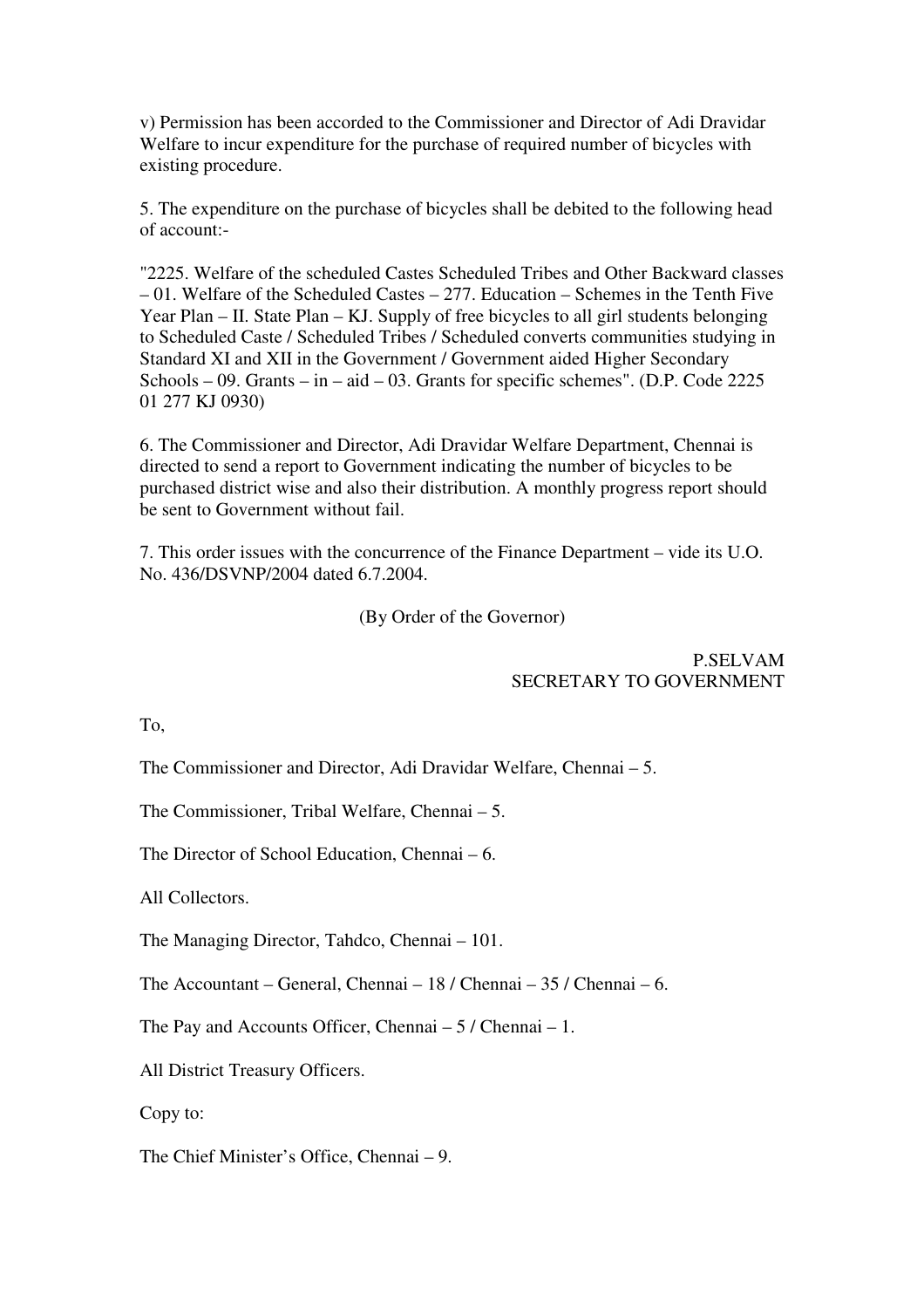v) Permission has been accorded to the Commissioner and Director of Adi Dravidar Welfare to incur expenditure for the purchase of required number of bicycles with existing procedure.

5. The expenditure on the purchase of bicycles shall be debited to the following head of account:-

"2225. Welfare of the scheduled Castes Scheduled Tribes and Other Backward classes – 01. Welfare of the Scheduled Castes – 277. Education – Schemes in the Tenth Five Year Plan – II. State Plan – KJ. Supply of free bicycles to all girl students belonging to Scheduled Caste / Scheduled Tribes / Scheduled converts communities studying in Standard XI and XII in the Government / Government aided Higher Secondary Schools – 09. Grants – in – aid – 03. Grants for specific schemes". (D.P. Code 2225 01 277 KJ 0930)

6. The Commissioner and Director, Adi Dravidar Welfare Department, Chennai is directed to send a report to Government indicating the number of bicycles to be purchased district wise and also their distribution. A monthly progress report should be sent to Government without fail.

7. This order issues with the concurrence of the Finance Department – vide its U.O. No. 436/DSVNP/2004 dated 6.7.2004.

(By Order of the Governor)

P.SELVAM
SECRETARY TO GOVERNMENT

To,

The Commissioner and Director, Adi Dravidar Welfare, Chennai – 5.

The Commissioner, Tribal Welfare, Chennai – 5.

The Director of School Education, Chennai – 6.

All Collectors.

The Managing Director, Tahdco, Chennai – 101.

The Accountant – General, Chennai – 18 / Chennai – 35 / Chennai – 6.

The Pay and Accounts Officer, Chennai – 5 / Chennai – 1.

All District Treasury Officers.

Copy to:

The Chief Minister's Office, Chennai – 9.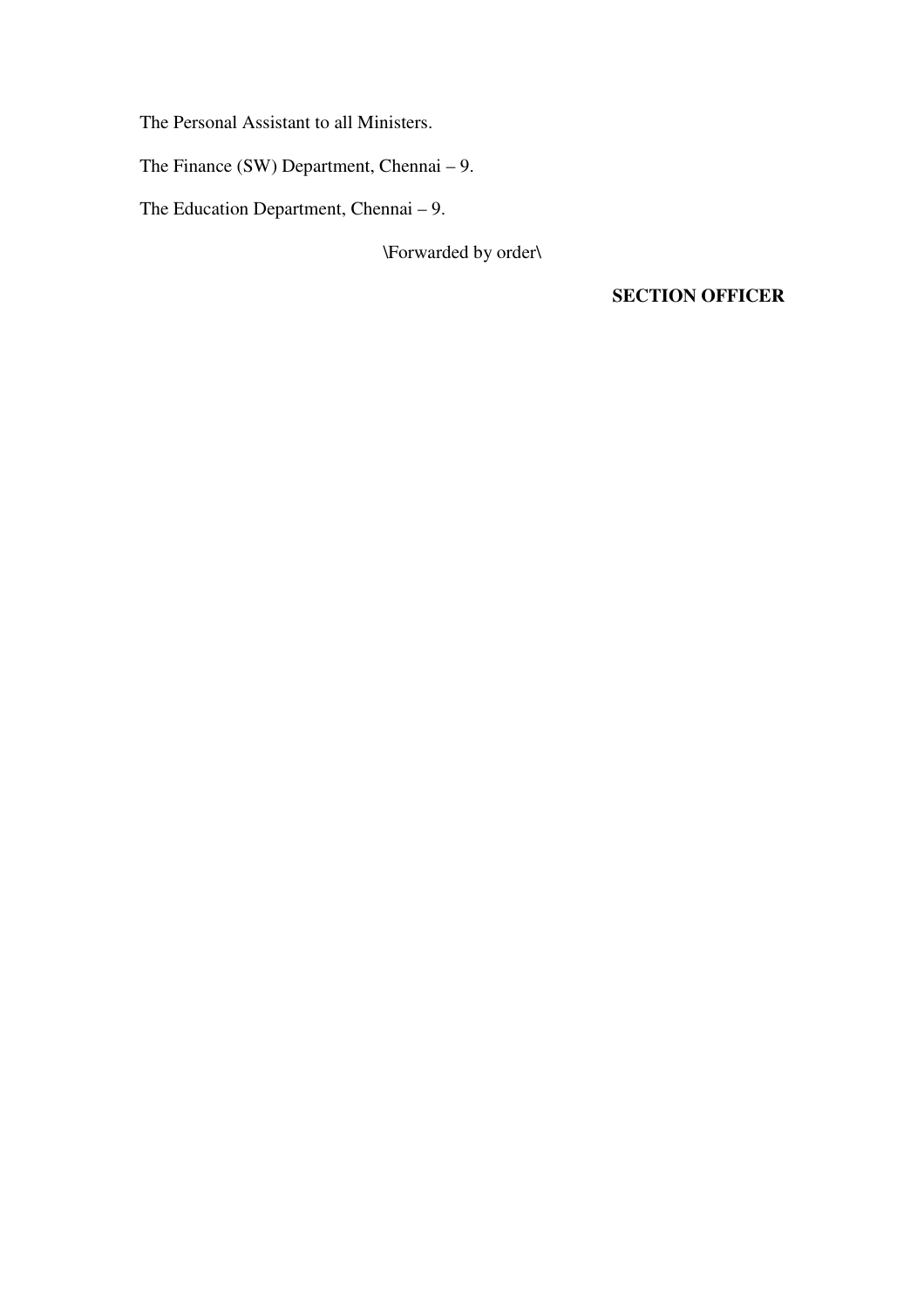The Personal Assistant to all Ministers.

The Finance (SW) Department, Chennai – 9.

The Education Department, Chennai – 9.

\Forwarded by order\

**SECTION OFFICER**